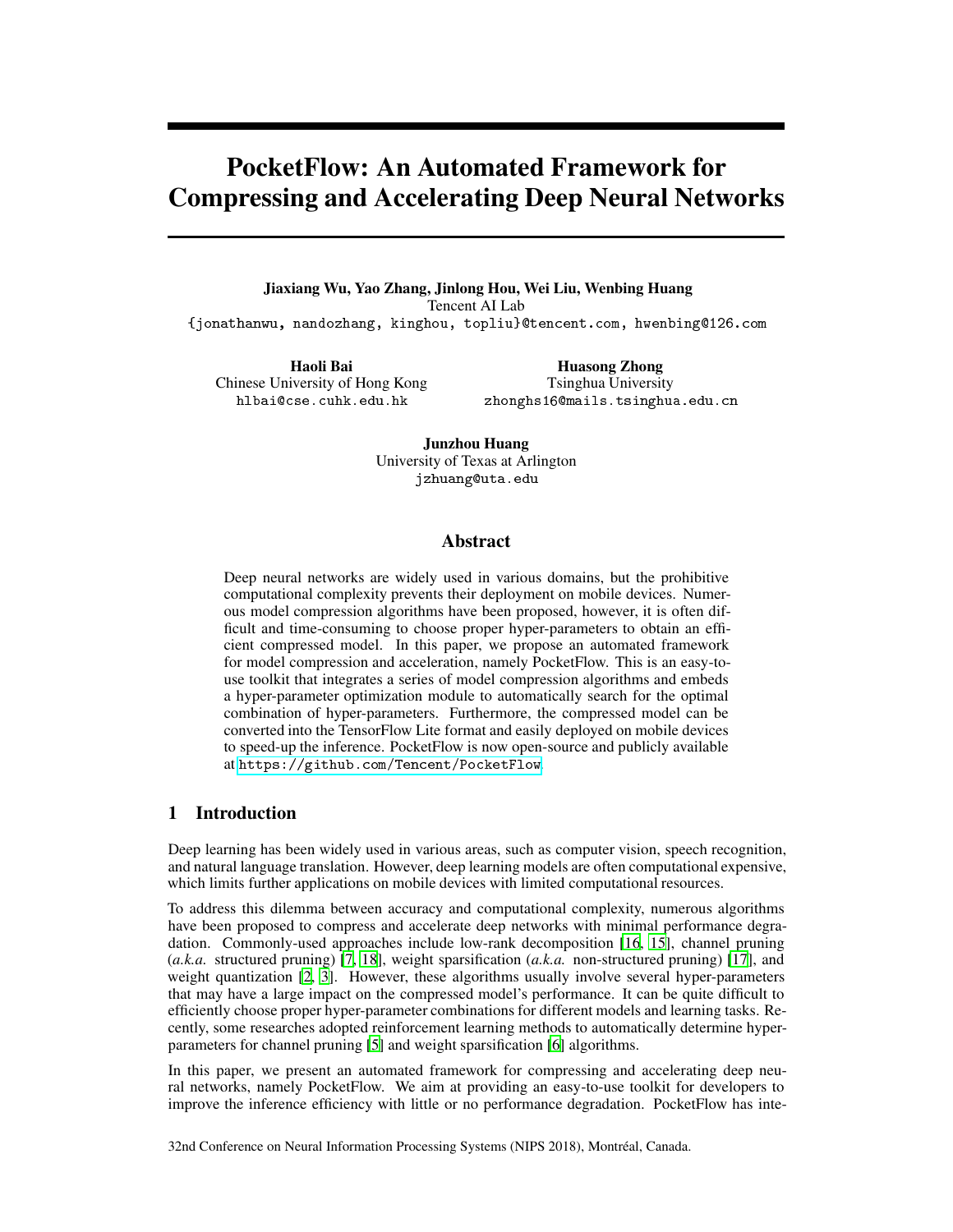# PocketFlow: An Automated Framework for Compressing and Accelerating Deep Neural Networks

**Jiaxiang Wu, Yao Zhang, Jinlong Hou, Wei Liu, Wenbing Huang**
Tencent AI Lab
{jonathanwu, nandozhang, kinghou, topliu}@tencent.com, hwenbing@126.com

**Haoli Bai**
Chinese University of Hong Kong
hlbai@cse.cuhk.edu.hk

**Huasong Zhong**
Tsinghua University
zhonghs16@mails.tsinghua.edu.cn

**Junzhou Huang**
University of Texas at Arlington
jzhuang@uta.edu

## Abstract

Deep neural networks are widely used in various domains, but the prohibitive computational complexity prevents their deployment on mobile devices. Numerous model compression algorithms have been proposed, however, it is often difficult and time-consuming to choose proper hyper-parameters to obtain an efficient compressed model. In this paper, we propose an automated framework for model compression and acceleration, namely PocketFlow. This is an easy-to-use toolkit that integrates a series of model compression algorithms and embeds a hyper-parameter optimization module to automatically search for the optimal combination of hyper-parameters. Furthermore, the compressed model can be converted into the TensorFlow Lite format and easily deployed on mobile devices to speed-up the inference. PocketFlow is now open-source and publicly available at https://github.com/Tencent/PocketFlow.

## 1 Introduction

Deep learning has been widely used in various areas, such as computer vision, speech recognition, and natural language translation. However, deep learning models are often computational expensive, which limits further applications on mobile devices with limited computational resources.

To address this dilemma between accuracy and computational complexity, numerous algorithms have been proposed to compress and accelerate deep networks with minimal performance degradation. Commonly-used approaches include low-rank decomposition [16, 15], channel pruning (*a.k.a.* structured pruning) [7, 18], weight sparsification (*a.k.a.* non-structured pruning) [17], and weight quantization [2, 3]. However, these algorithms usually involve several hyper-parameters that may have a large impact on the compressed model's performance. It can be quite difficult to efficiently choose proper hyper-parameter combinations for different models and learning tasks. Recently, some researches adopted reinforcement learning methods to automatically determine hyper-parameters for channel pruning [5] and weight sparsification [6] algorithms.

In this paper, we present an automated framework for compressing and accelerating deep neural networks, namely PocketFlow. We aim at providing an easy-to-use toolkit for developers to improve the inference efficiency with little or no performance degradation. PocketFlow has inte-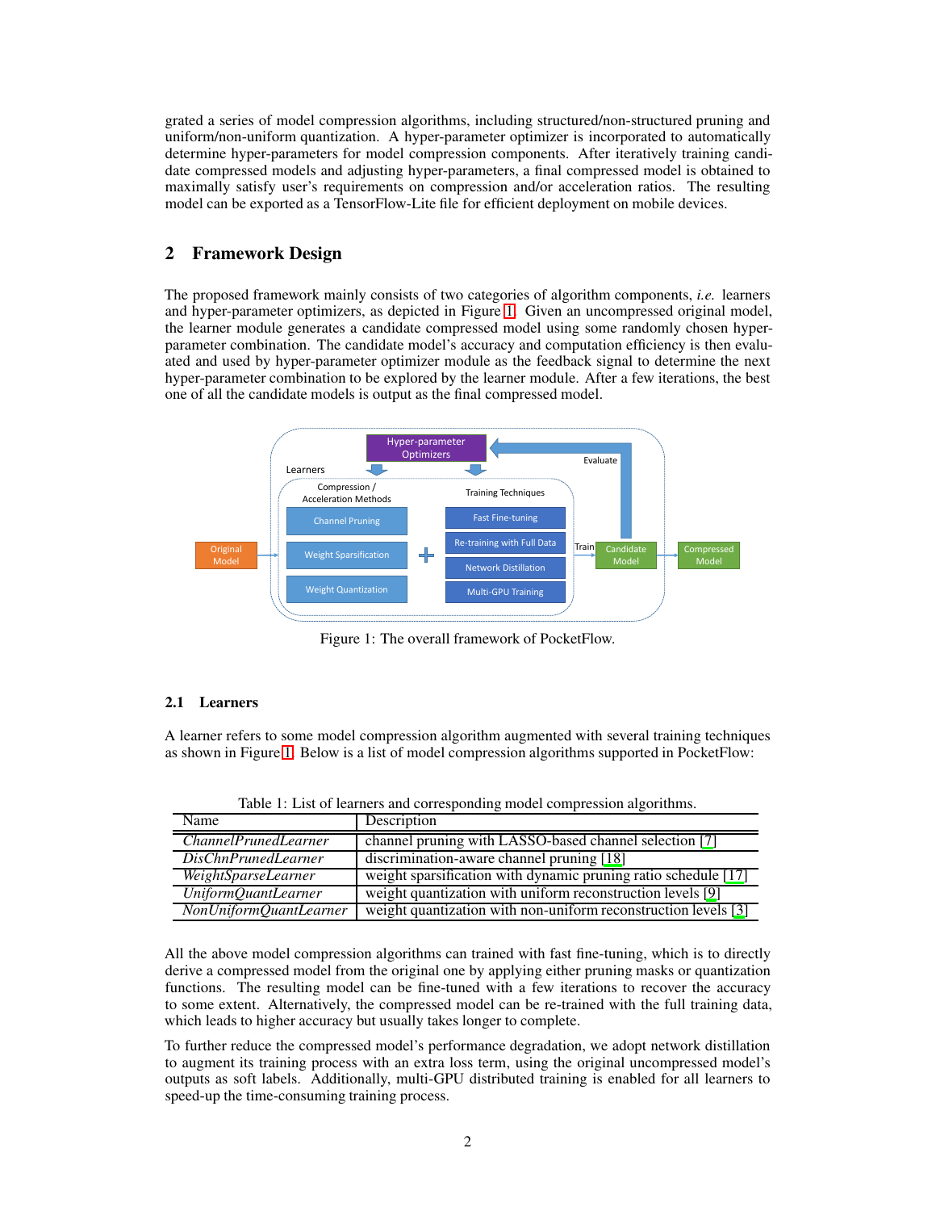grated a series of model compression algorithms, including structured/non-structured pruning and uniform/non-uniform quantization. A hyper-parameter optimizer is incorporated to automatically determine hyper-parameters for model compression components. After iteratively training candidate compressed models and adjusting hyper-parameters, a final compressed model is obtained to maximally satisfy user's requirements on compression and/or acceleration ratios. The resulting model can be exported as a TensorFlow-Lite file for efficient deployment on mobile devices.

## 2 Framework Design

The proposed framework mainly consists of two categories of algorithm components, *i.e.* learners and hyper-parameter optimizers, as depicted in Figure 1. Given an uncompressed original model, the learner module generates a candidate compressed model using some randomly chosen hyper-parameter combination. The candidate model's accuracy and computation efficiency is then evaluated and used by hyper-parameter optimizer module as the feedback signal to determine the next hyper-parameter combination to be explored by the learner module. After a few iterations, the best one of all the candidate models is output as the final compressed model.

Figure 1: The overall framework of PocketFlow.

### 2.1 Learners

A learner refers to some model compression algorithm augmented with several training techniques as shown in Figure 1. Below is a list of model compression algorithms supported in PocketFlow:

Table 1: List of learners and corresponding model compression algorithms.

| Name | Description |
| --- | --- |
| *ChannelPrunedLearner* | channel pruning with LASSO-based channel selection [7] |
| *DisChnPrunedLearner* | discrimination-aware channel pruning [18] |
| *WeightSparseLearner* | weight sparsification with dynamic pruning ratio schedule [17] |
| *UniformQuantLearner* | weight quantization with uniform reconstruction levels [9] |
| *NonUniformQuantLearner* | weight quantization with non-uniform reconstruction levels [3] |

All the above model compression algorithms can trained with fast fine-tuning, which is to directly derive a compressed model from the original one by applying either pruning masks or quantization functions. The resulting model can be fine-tuned with a few iterations to recover the accuracy to some extent. Alternatively, the compressed model can be re-trained with the full training data, which leads to higher accuracy but usually takes longer to complete.

To further reduce the compressed model's performance degradation, we adopt network distillation to augment its training process with an extra loss term, using the original uncompressed model's outputs as soft labels. Additionally, multi-GPU distributed training is enabled for all learners to speed-up the time-consuming training process.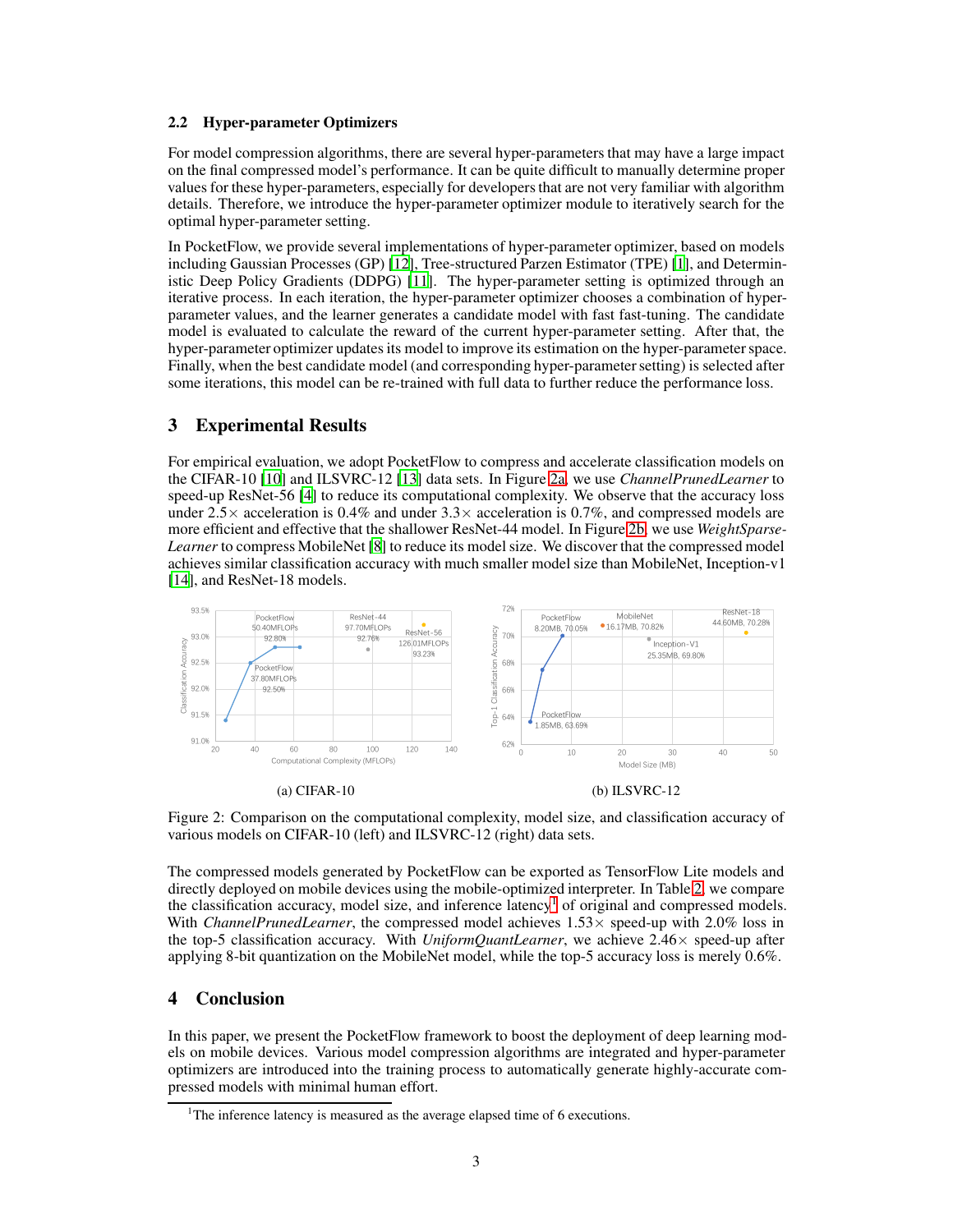### 2.2 Hyper-parameter Optimizers

For model compression algorithms, there are several hyper-parameters that may have a large impact on the final compressed model's performance. It can be quite difficult to manually determine proper values for these hyper-parameters, especially for developers that are not very familiar with algorithm details. Therefore, we introduce the hyper-parameter optimizer module to iteratively search for the optimal hyper-parameter setting.

In PocketFlow, we provide several implementations of hyper-parameter optimizer, based on models including Gaussian Processes (GP) [12], Tree-structured Parzen Estimator (TPE) [1], and Deterministic Deep Policy Gradients (DDPG) [11]. The hyper-parameter setting is optimized through an iterative process. In each iteration, the hyper-parameter optimizer chooses a combination of hyper-parameter values, and the learner generates a candidate model with fast fast-tuning. The candidate model is evaluated to calculate the reward of the current hyper-parameter setting. After that, the hyper-parameter optimizer updates its model to improve its estimation on the hyper-parameter space. Finally, when the best candidate model (and corresponding hyper-parameter setting) is selected after some iterations, this model can be re-trained with full data to further reduce the performance loss.

## 3 Experimental Results

For empirical evaluation, we adopt PocketFlow to compress and accelerate classification models on the CIFAR-10 [10] and ILSVRC-12 [13] data sets. In Figure 2a, we use *ChannelPrunedLearner* to speed-up ResNet-56 [4] to reduce its computational complexity. We observe that the accuracy loss under 2.5× acceleration is 0.4% and under 3.3× acceleration is 0.7%, and compressed models are more efficient and effective that the shallower ResNet-44 model. In Figure 2b, we use *WeightSparseLearner* to compress MobileNet [8] to reduce its model size. We discover that the compressed model achieves similar classification accuracy with much smaller model size than MobileNet, Inception-v1 [14], and ResNet-18 models.

(a) CIFAR-10

(b) ILSVRC-12

Figure 2: Comparison on the computational complexity, model size, and classification accuracy of various models on CIFAR-10 (left) and ILSVRC-12 (right) data sets.

The compressed models generated by PocketFlow can be exported as TensorFlow Lite models and directly deployed on mobile devices using the mobile-optimized interpreter. In Table 2, we compare the classification accuracy, model size, and inference latency[1] of original and compressed models. With *ChannelPrunedLearner*, the compressed model achieves 1.53× speed-up with 2.0% loss in the top-5 classification accuracy. With *UniformQuantLearner*, we achieve 2.46× speed-up after applying 8-bit quantization on the MobileNet model, while the top-5 accuracy loss is merely 0.6%.

## 4 Conclusion

In this paper, we present the PocketFlow framework to boost the deployment of deep learning models on mobile devices. Various model compression algorithms are integrated and hyper-parameter optimizers are introduced into the training process to automatically generate highly-accurate compressed models with minimal human effort.

[1] The inference latency is measured as the average elapsed time of 6 executions.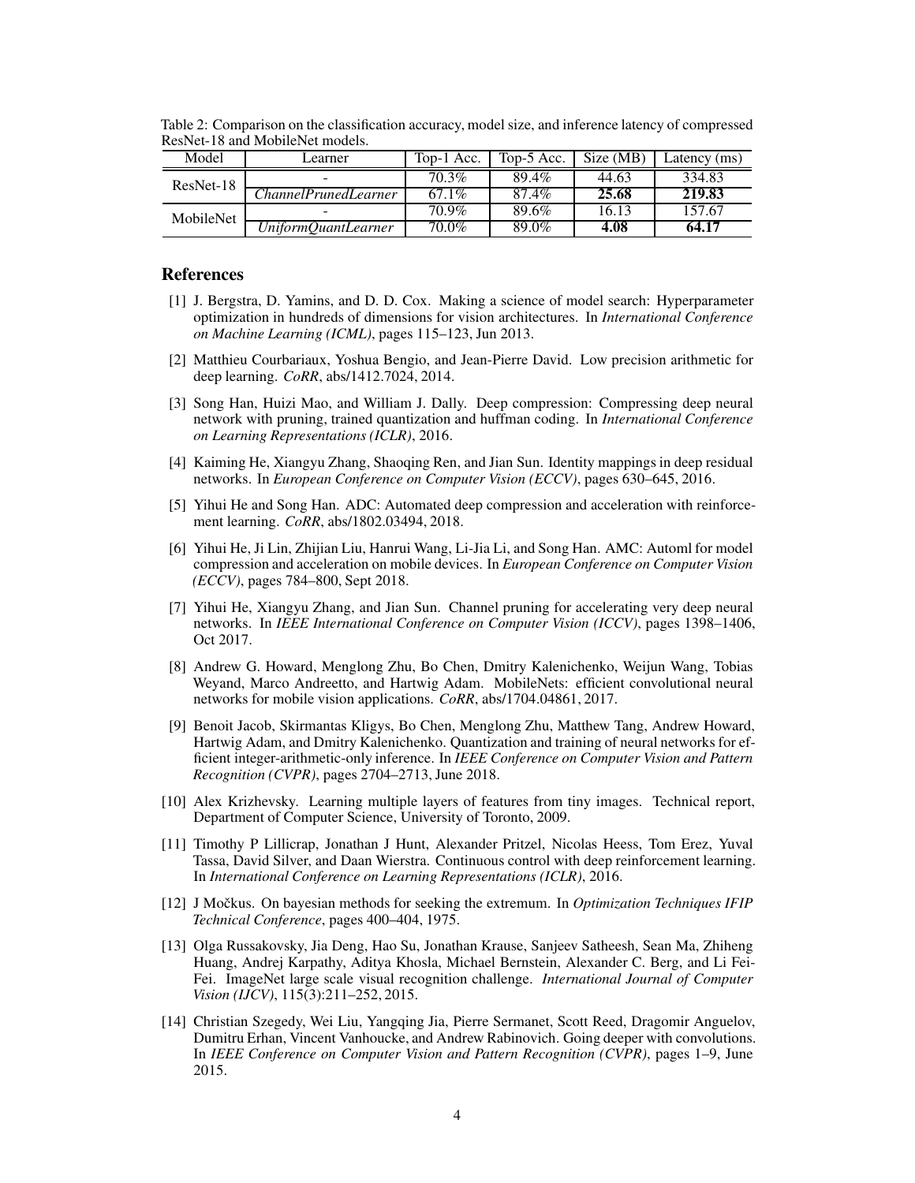Table 2: Comparison on the classification accuracy, model size, and inference latency of compressed ResNet-18 and MobileNet models.

| Model | Learner | Top-1 Acc. | Top-5 Acc. | Size (MB) | Latency (ms) |
|---|---|---|---|---|---|
| ResNet-18 | - | 70.3% | 89.4% | 44.63 | 334.83 |
| | *ChannelPrunedLearner* | 67.1% | 87.4% | **25.68** | **219.83** |
| MobileNet | - | 70.9% | 89.6% | 16.13 | 157.67 |
| | *UniformQuantLearner* | 70.0% | 89.0% | **4.08** | **64.17** |

## References

[1] J. Bergstra, D. Yamins, and D. D. Cox. Making a science of model search: Hyperparameter optimization in hundreds of dimensions for vision architectures. In *International Conference on Machine Learning (ICML)*, pages 115–123, Jun 2013.

[2] Matthieu Courbariaux, Yoshua Bengio, and Jean-Pierre David. Low precision arithmetic for deep learning. *CoRR*, abs/1412.7024, 2014.

[3] Song Han, Huizi Mao, and William J. Dally. Deep compression: Compressing deep neural network with pruning, trained quantization and huffman coding. In *International Conference on Learning Representations (ICLR)*, 2016.

[4] Kaiming He, Xiangyu Zhang, Shaoqing Ren, and Jian Sun. Identity mappings in deep residual networks. In *European Conference on Computer Vision (ECCV)*, pages 630–645, 2016.

[5] Yihui He and Song Han. ADC: Automated deep compression and acceleration with reinforcement learning. *CoRR*, abs/1802.03494, 2018.

[6] Yihui He, Ji Lin, Zhijian Liu, Hanrui Wang, Li-Jia Li, and Song Han. AMC: Automl for model compression and acceleration on mobile devices. In *European Conference on Computer Vision (ECCV)*, pages 784–800, Sept 2018.

[7] Yihui He, Xiangyu Zhang, and Jian Sun. Channel pruning for accelerating very deep neural networks. In *IEEE International Conference on Computer Vision (ICCV)*, pages 1398–1406, Oct 2017.

[8] Andrew G. Howard, Menglong Zhu, Bo Chen, Dmitry Kalenichenko, Weijun Wang, Tobias Weyand, Marco Andreetto, and Hartwig Adam. MobileNets: efficient convolutional neural networks for mobile vision applications. *CoRR*, abs/1704.04861, 2017.

[9] Benoit Jacob, Skirmantas Kligys, Bo Chen, Menglong Zhu, Matthew Tang, Andrew Howard, Hartwig Adam, and Dmitry Kalenichenko. Quantization and training of neural networks for efficient integer-arithmetic-only inference. In *IEEE Conference on Computer Vision and Pattern Recognition (CVPR)*, pages 2704–2713, June 2018.

[10] Alex Krizhevsky. Learning multiple layers of features from tiny images. Technical report, Department of Computer Science, University of Toronto, 2009.

[11] Timothy P Lillicrap, Jonathan J Hunt, Alexander Pritzel, Nicolas Heess, Tom Erez, Yuval Tassa, David Silver, and Daan Wierstra. Continuous control with deep reinforcement learning. In *International Conference on Learning Representations (ICLR)*, 2016.

[12] J Močkus. On bayesian methods for seeking the extremum. In *Optimization Techniques IFIP Technical Conference*, pages 400–404, 1975.

[13] Olga Russakovsky, Jia Deng, Hao Su, Jonathan Krause, Sanjeev Satheesh, Sean Ma, Zhiheng Huang, Andrej Karpathy, Aditya Khosla, Michael Bernstein, Alexander C. Berg, and Li Fei-Fei. ImageNet large scale visual recognition challenge. *International Journal of Computer Vision (IJCV)*, 115(3):211–252, 2015.

[14] Christian Szegedy, Wei Liu, Yangqing Jia, Pierre Sermanet, Scott Reed, Dragomir Anguelov, Dumitru Erhan, Vincent Vanhoucke, and Andrew Rabinovich. Going deeper with convolutions. In *IEEE Conference on Computer Vision and Pattern Recognition (CVPR)*, pages 1–9, June 2015.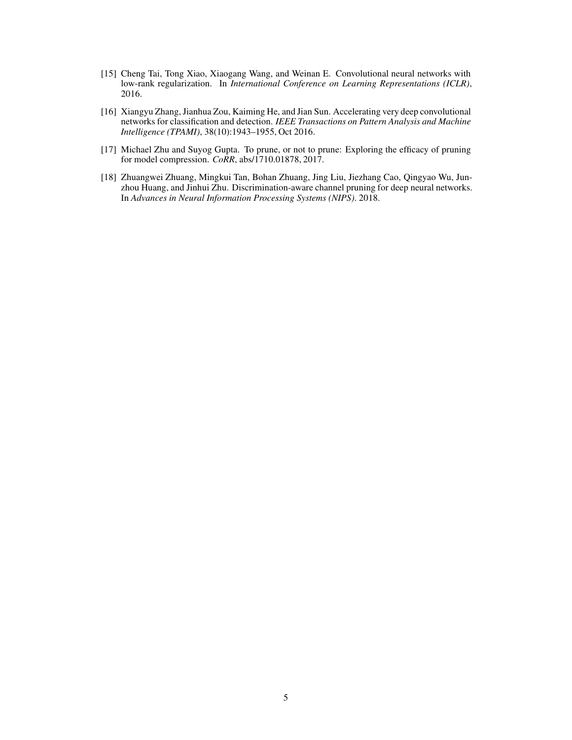[15] Cheng Tai, Tong Xiao, Xiaogang Wang, and Weinan E. Convolutional neural networks with low-rank regularization. In *International Conference on Learning Representations (ICLR)*, 2016.

[16] Xiangyu Zhang, Jianhua Zou, Kaiming He, and Jian Sun. Accelerating very deep convolutional networks for classification and detection. *IEEE Transactions on Pattern Analysis and Machine Intelligence (TPAMI)*, 38(10):1943–1955, Oct 2016.

[17] Michael Zhu and Suyog Gupta. To prune, or not to prune: Exploring the efficacy of pruning for model compression. *CoRR*, abs/1710.01878, 2017.

[18] Zhuangwei Zhuang, Mingkui Tan, Bohan Zhuang, Jing Liu, Jiezhang Cao, Qingyao Wu, Junzhou Huang, and Jinhui Zhu. Discrimination-aware channel pruning for deep neural networks. In *Advances in Neural Information Processing Systems (NIPS)*. 2018.